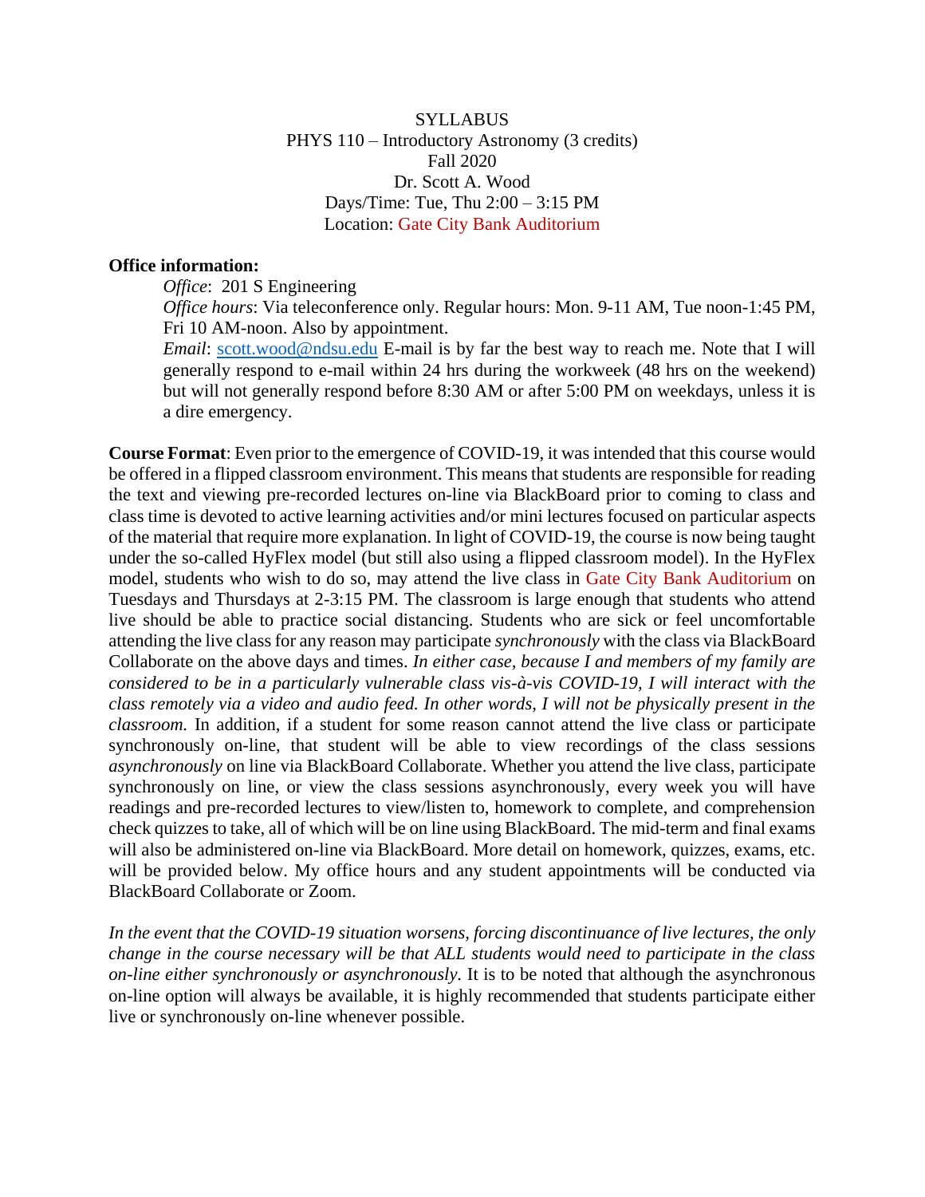SYLLABUS
PHYS 110 – Introductory Astronomy (3 credits)
Fall 2020
Dr. Scott A. Wood
Days/Time: Tue, Thu 2:00 – 3:15 PM
Location: Gate City Bank Auditorium

**Office information:**

*Office*: 201 S Engineering
*Office hours*: Via teleconference only. Regular hours: Mon. 9-11 AM, Tue noon-1:45 PM, Fri 10 AM-noon. Also by appointment.
*Email*: scott.wood@ndsu.edu E-mail is by far the best way to reach me. Note that I will generally respond to e-mail within 24 hrs during the workweek (48 hrs on the weekend) but will not generally respond before 8:30 AM or after 5:00 PM on weekdays, unless it is a dire emergency.

**Course Format**: Even prior to the emergence of COVID-19, it was intended that this course would be offered in a flipped classroom environment. This means that students are responsible for reading the text and viewing pre-recorded lectures on-line via BlackBoard prior to coming to class and class time is devoted to active learning activities and/or mini lectures focused on particular aspects of the material that require more explanation. In light of COVID-19, the course is now being taught under the so-called HyFlex model (but still also using a flipped classroom model). In the HyFlex model, students who wish to do so, may attend the live class in Gate City Bank Auditorium on Tuesdays and Thursdays at 2-3:15 PM. The classroom is large enough that students who attend live should be able to practice social distancing. Students who are sick or feel uncomfortable attending the live class for any reason may participate *synchronously* with the class via BlackBoard Collaborate on the above days and times. *In either case, because I and members of my family are considered to be in a particularly vulnerable class vis-à-vis COVID-19, I will interact with the class remotely via a video and audio feed. In other words, I will not be physically present in the classroom.* In addition, if a student for some reason cannot attend the live class or participate synchronously on-line, that student will be able to view recordings of the class sessions *asynchronously* on line via BlackBoard Collaborate. Whether you attend the live class, participate synchronously on line, or view the class sessions asynchronously, every week you will have readings and pre-recorded lectures to view/listen to, homework to complete, and comprehension check quizzes to take, all of which will be on line using BlackBoard. The mid-term and final exams will also be administered on-line via BlackBoard. More detail on homework, quizzes, exams, etc. will be provided below. My office hours and any student appointments will be conducted via BlackBoard Collaborate or Zoom.

*In the event that the COVID-19 situation worsens, forcing discontinuance of live lectures, the only change in the course necessary will be that ALL students would need to participate in the class on-line either synchronously or asynchronously.* It is to be noted that although the asynchronous on-line option will always be available, it is highly recommended that students participate either live or synchronously on-line whenever possible.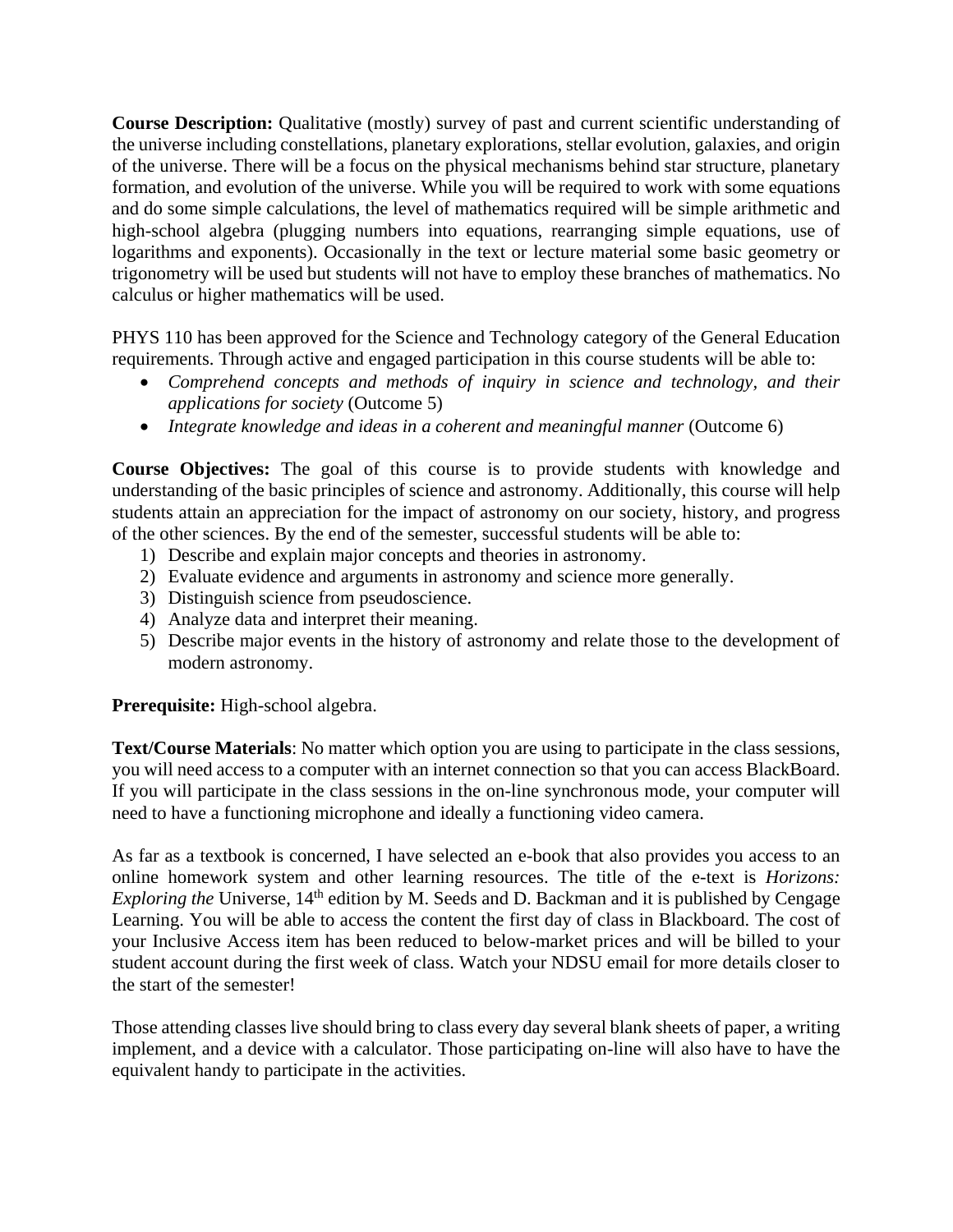**Course Description:** Qualitative (mostly) survey of past and current scientific understanding of the universe including constellations, planetary explorations, stellar evolution, galaxies, and origin of the universe. There will be a focus on the physical mechanisms behind star structure, planetary formation, and evolution of the universe. While you will be required to work with some equations and do some simple calculations, the level of mathematics required will be simple arithmetic and high-school algebra (plugging numbers into equations, rearranging simple equations, use of logarithms and exponents). Occasionally in the text or lecture material some basic geometry or trigonometry will be used but students will not have to employ these branches of mathematics. No calculus or higher mathematics will be used.

PHYS 110 has been approved for the Science and Technology category of the General Education requirements. Through active and engaged participation in this course students will be able to:

- *Comprehend concepts and methods of inquiry in science and technology, and their applications for society* (Outcome 5)
- *Integrate knowledge and ideas in a coherent and meaningful manner* (Outcome 6)

**Course Objectives:** The goal of this course is to provide students with knowledge and understanding of the basic principles of science and astronomy. Additionally, this course will help students attain an appreciation for the impact of astronomy on our society, history, and progress of the other sciences. By the end of the semester, successful students will be able to:

1) Describe and explain major concepts and theories in astronomy.
2) Evaluate evidence and arguments in astronomy and science more generally.
3) Distinguish science from pseudoscience.
4) Analyze data and interpret their meaning.
5) Describe major events in the history of astronomy and relate those to the development of modern astronomy.

**Prerequisite:** High-school algebra.

**Text/Course Materials**: No matter which option you are using to participate in the class sessions, you will need access to a computer with an internet connection so that you can access BlackBoard. If you will participate in the class sessions in the on-line synchronous mode, your computer will need to have a functioning microphone and ideally a functioning video camera.

As far as a textbook is concerned, I have selected an e-book that also provides you access to an online homework system and other learning resources. The title of the e-text is *Horizons: Exploring the* Universe, 14th edition by M. Seeds and D. Backman and it is published by Cengage Learning. You will be able to access the content the first day of class in Blackboard. The cost of your Inclusive Access item has been reduced to below-market prices and will be billed to your student account during the first week of class. Watch your NDSU email for more details closer to the start of the semester!

Those attending classes live should bring to class every day several blank sheets of paper, a writing implement, and a device with a calculator. Those participating on-line will also have to have the equivalent handy to participate in the activities.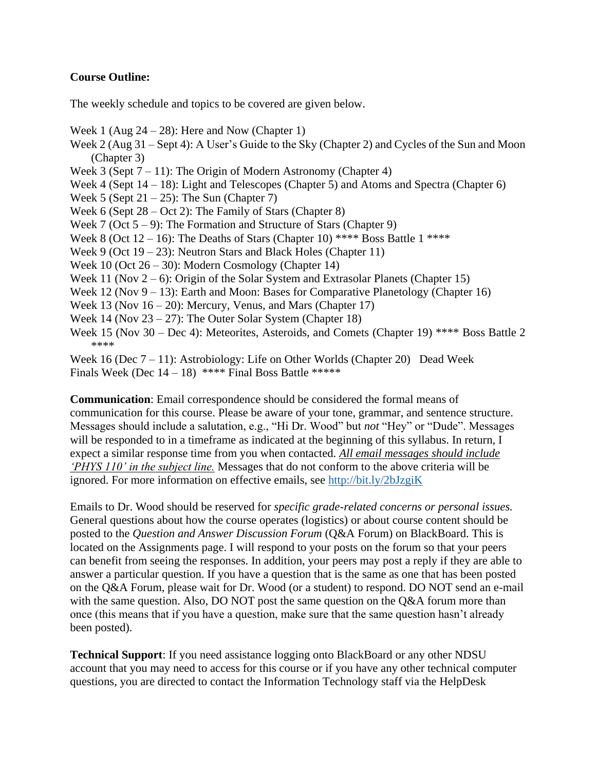**Course Outline:**

The weekly schedule and topics to be covered are given below.

Week 1 (Aug 24 – 28): Here and Now (Chapter 1)
Week 2 (Aug 31 – Sept 4): A User's Guide to the Sky (Chapter 2) and Cycles of the Sun and Moon (Chapter 3)
Week 3 (Sept 7 – 11): The Origin of Modern Astronomy (Chapter 4)
Week 4 (Sept 14 – 18): Light and Telescopes (Chapter 5) and Atoms and Spectra (Chapter 6)
Week 5 (Sept 21 – 25): The Sun (Chapter 7)
Week 6 (Sept 28 – Oct 2): The Family of Stars (Chapter 8)
Week 7 (Oct 5 – 9): The Formation and Structure of Stars (Chapter 9)
Week 8 (Oct 12 – 16): The Deaths of Stars (Chapter 10) **** Boss Battle 1 ****
Week 9 (Oct 19 – 23): Neutron Stars and Black Holes (Chapter 11)
Week 10 (Oct 26 – 30): Modern Cosmology (Chapter 14)
Week 11 (Nov 2 – 6): Origin of the Solar System and Extrasolar Planets (Chapter 15)
Week 12 (Nov 9 – 13): Earth and Moon: Bases for Comparative Planetology (Chapter 16)
Week 13 (Nov 16 – 20): Mercury, Venus, and Mars (Chapter 17)
Week 14 (Nov 23 – 27): The Outer Solar System (Chapter 18)
Week 15 (Nov 30 – Dec 4): Meteorites, Asteroids, and Comets (Chapter 19) **** Boss Battle 2 ****
Week 16 (Dec 7 – 11): Astrobiology: Life on Other Worlds (Chapter 20) Dead Week
Finals Week (Dec 14 – 18) **** Final Boss Battle *****

**Communication**: Email correspondence should be considered the formal means of communication for this course. Please be aware of your tone, grammar, and sentence structure. Messages should include a salutation, e.g., "Hi Dr. Wood" but *not* "Hey" or "Dude". Messages will be responded to in a timeframe as indicated at the beginning of this syllabus. In return, I expect a similar response time from you when contacted. ***All email messages should include 'PHYS 110' in the subject line.*** Messages that do not conform to the above criteria will be ignored. For more information on effective emails, see http://bit.ly/2bJzgiK

Emails to Dr. Wood should be reserved for *specific grade-related concerns or personal issues.* General questions about how the course operates (logistics) or about course content should be posted to the *Question and Answer Discussion Forum* (Q&A Forum) on BlackBoard. This is located on the Assignments page. I will respond to your posts on the forum so that your peers can benefit from seeing the responses. In addition, your peers may post a reply if they are able to answer a particular question. If you have a question that is the same as one that has been posted on the Q&A Forum, please wait for Dr. Wood (or a student) to respond. DO NOT send an e-mail with the same question. Also, DO NOT post the same question on the Q&A forum more than once (this means that if you have a question, make sure that the same question hasn't already been posted).

**Technical Support**: If you need assistance logging onto BlackBoard or any other NDSU account that you may need to access for this course or if you have any other technical computer questions, you are directed to contact the Information Technology staff via the HelpDesk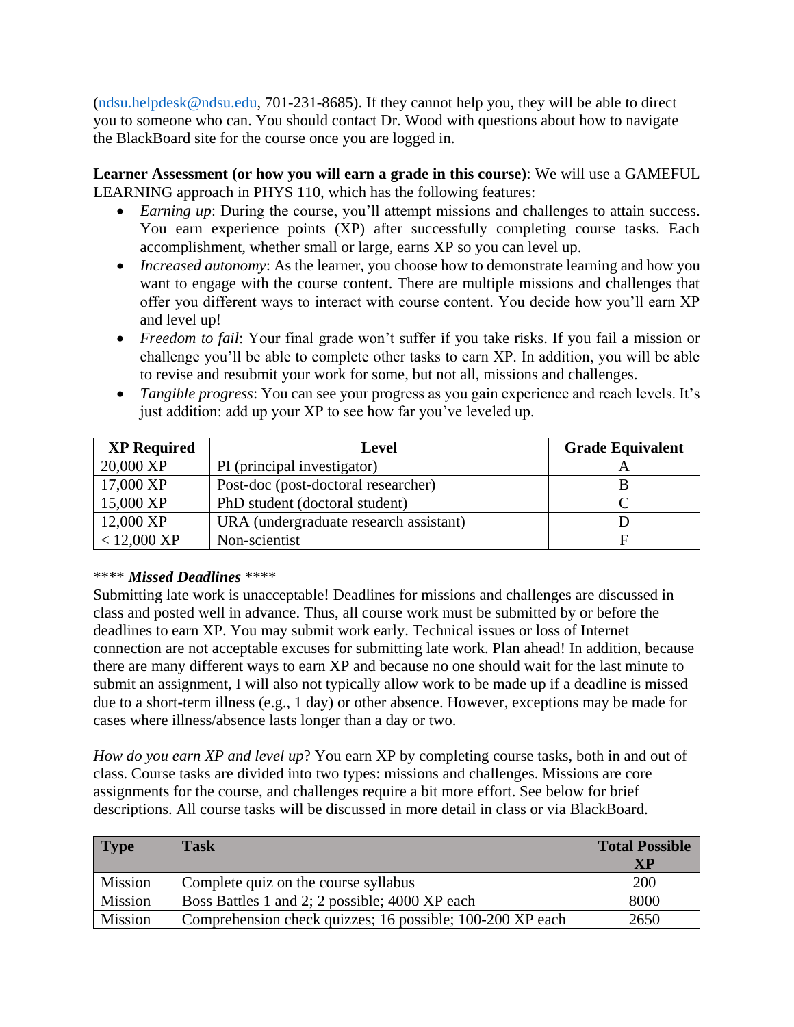(ndsu.helpdesk@ndsu.edu, 701-231-8685). If they cannot help you, they will be able to direct you to someone who can. You should contact Dr. Wood with questions about how to navigate the BlackBoard site for the course once you are logged in.

**Learner Assessment (or how you will earn a grade in this course)**: We will use a GAMEFUL LEARNING approach in PHYS 110, which has the following features:

- *Earning up*: During the course, you'll attempt missions and challenges to attain success. You earn experience points (XP) after successfully completing course tasks. Each accomplishment, whether small or large, earns XP so you can level up.
- *Increased autonomy*: As the learner, you choose how to demonstrate learning and how you want to engage with the course content. There are multiple missions and challenges that offer you different ways to interact with course content. You decide how you'll earn XP and level up!
- *Freedom to fail*: Your final grade won't suffer if you take risks. If you fail a mission or challenge you'll be able to complete other tasks to earn XP. In addition, you will be able to revise and resubmit your work for some, but not all, missions and challenges.
- *Tangible progress*: You can see your progress as you gain experience and reach levels. It's just addition: add up your XP to see how far you've leveled up.

| XP Required | Level | Grade Equivalent |
|---|---|---|
| 20,000 XP | PI (principal investigator) | A |
| 17,000 XP | Post-doc (post-doctoral researcher) | B |
| 15,000 XP | PhD student (doctoral student) | C |
| 12,000 XP | URA (undergraduate research assistant) | D |
| < 12,000 XP | Non-scientist | F |

\*\*\*\* ***Missed Deadlines*** \*\*\*\*

Submitting late work is unacceptable! Deadlines for missions and challenges are discussed in class and posted well in advance. Thus, all course work must be submitted by or before the deadlines to earn XP. You may submit work early. Technical issues or loss of Internet connection are not acceptable excuses for submitting late work. Plan ahead! In addition, because there are many different ways to earn XP and because no one should wait for the last minute to submit an assignment, I will also not typically allow work to be made up if a deadline is missed due to a short-term illness (e.g., 1 day) or other absence. However, exceptions may be made for cases where illness/absence lasts longer than a day or two.

*How do you earn XP and level up*? You earn XP by completing course tasks, both in and out of class. Course tasks are divided into two types: missions and challenges. Missions are core assignments for the course, and challenges require a bit more effort. See below for brief descriptions. All course tasks will be discussed in more detail in class or via BlackBoard.

| Type | Task | Total Possible XP |
|---|---|---|
| Mission | Complete quiz on the course syllabus | 200 |
| Mission | Boss Battles 1 and 2; 2 possible; 4000 XP each | 8000 |
| Mission | Comprehension check quizzes; 16 possible; 100-200 XP each | 2650 |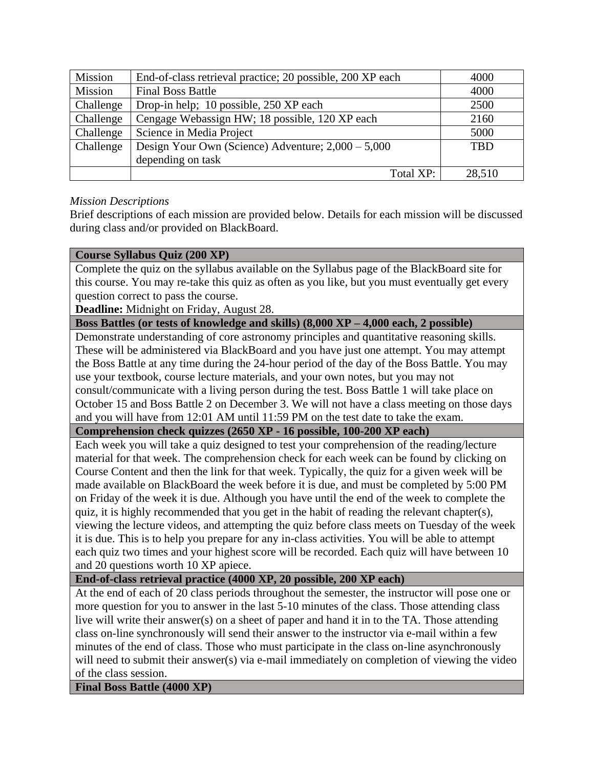| Mission | End-of-class retrieval practice; 20 possible, 200 XP each | 4000 |
|---|---|---|
| Mission | Final Boss Battle | 4000 |
| Challenge | Drop-in help; 10 possible, 250 XP each | 2500 |
| Challenge | Cengage Webassign HW; 18 possible, 120 XP each | 2160 |
| Challenge | Science in Media Project | 5000 |
| Challenge | Design Your Own (Science) Adventure; 2,000 – 5,000 depending on task | TBD |
| | Total XP: | 28,510 |

*Mission Descriptions*

Brief descriptions of each mission are provided below. Details for each mission will be discussed during class and/or provided on BlackBoard.

**Course Syllabus Quiz (200 XP)**

Complete the quiz on the syllabus available on the Syllabus page of the BlackBoard site for this course. You may re-take this quiz as often as you like, but you must eventually get every question correct to pass the course.

**Deadline:** Midnight on Friday, August 28.

**Boss Battles (or tests of knowledge and skills) (8,000 XP – 4,000 each, 2 possible)**

Demonstrate understanding of core astronomy principles and quantitative reasoning skills. These will be administered via BlackBoard and you have just one attempt. You may attempt the Boss Battle at any time during the 24-hour period of the day of the Boss Battle. You may use your textbook, course lecture materials, and your own notes, but you may not consult/communicate with a living person during the test. Boss Battle 1 will take place on October 15 and Boss Battle 2 on December 3. We will not have a class meeting on those days and you will have from 12:01 AM until 11:59 PM on the test date to take the exam.

**Comprehension check quizzes (2650 XP - 16 possible, 100-200 XP each)**

Each week you will take a quiz designed to test your comprehension of the reading/lecture material for that week. The comprehension check for each week can be found by clicking on Course Content and then the link for that week. Typically, the quiz for a given week will be made available on BlackBoard the week before it is due, and must be completed by 5:00 PM on Friday of the week it is due. Although you have until the end of the week to complete the quiz, it is highly recommended that you get in the habit of reading the relevant chapter(s), viewing the lecture videos, and attempting the quiz before class meets on Tuesday of the week it is due. This is to help you prepare for any in-class activities. You will be able to attempt each quiz two times and your highest score will be recorded. Each quiz will have between 10 and 20 questions worth 10 XP apiece.

**End-of-class retrieval practice (4000 XP, 20 possible, 200 XP each)**

At the end of each of 20 class periods throughout the semester, the instructor will pose one or more question for you to answer in the last 5-10 minutes of the class. Those attending class live will write their answer(s) on a sheet of paper and hand it in to the TA. Those attending class on-line synchronously will send their answer to the instructor via e-mail within a few minutes of the end of class. Those who must participate in the class on-line asynchronously will need to submit their answer(s) via e-mail immediately on completion of viewing the video of the class session.

**Final Boss Battle (4000 XP)**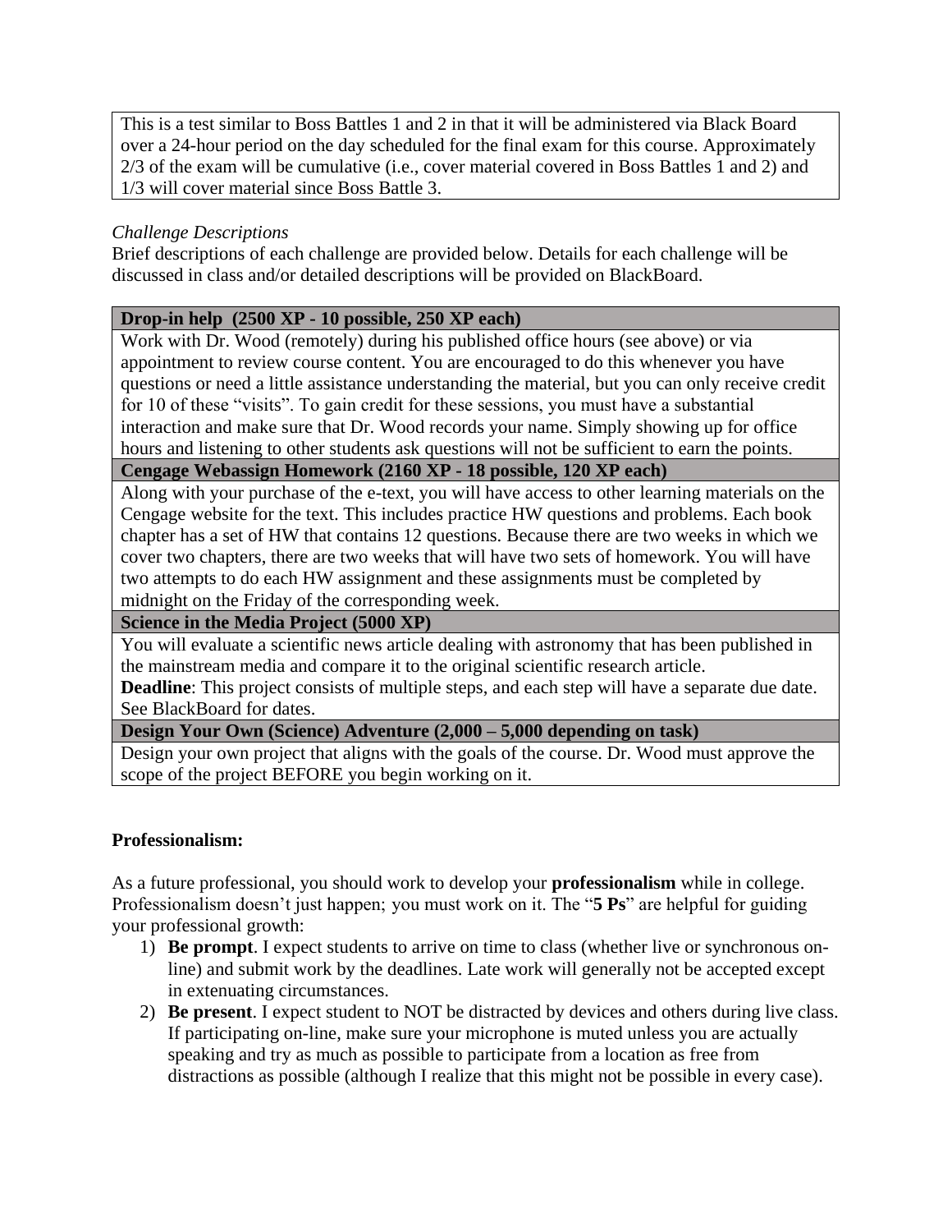| This is a test similar to Boss Battles 1 and 2 in that it will be administered via Black Board over a 24-hour period on the day scheduled for the final exam for this course. Approximately 2/3 of the exam will be cumulative (i.e., cover material covered in Boss Battles 1 and 2) and 1/3 will cover material since Boss Battle 3. |
|---|

*Challenge Descriptions*

Brief descriptions of each challenge are provided below. Details for each challenge will be discussed in class and/or detailed descriptions will be provided on BlackBoard.

| **Drop-in help (2500 XP - 10 possible, 250 XP each)** |
|---|
| Work with Dr. Wood (remotely) during his published office hours (see above) or via appointment to review course content. You are encouraged to do this whenever you have questions or need a little assistance understanding the material, but you can only receive credit for 10 of these "visits". To gain credit for these sessions, you must have a substantial interaction and make sure that Dr. Wood records your name. Simply showing up for office hours and listening to other students ask questions will not be sufficient to earn the points. |
| **Cengage Webassign Homework (2160 XP - 18 possible, 120 XP each)** |
| Along with your purchase of the e-text, you will have access to other learning materials on the Cengage website for the text. This includes practice HW questions and problems. Each book chapter has a set of HW that contains 12 questions. Because there are two weeks in which we cover two chapters, there are two weeks that will have two sets of homework. You will have two attempts to do each HW assignment and these assignments must be completed by midnight on the Friday of the corresponding week. |
| **Science in the Media Project (5000 XP)** |
| You will evaluate a scientific news article dealing with astronomy that has been published in the mainstream media and compare it to the original scientific research article. **Deadline**: This project consists of multiple steps, and each step will have a separate due date. See BlackBoard for dates. |
| **Design Your Own (Science) Adventure (2,000 – 5,000 depending on task)** |
| Design your own project that aligns with the goals of the course. Dr. Wood must approve the scope of the project BEFORE you begin working on it. |

**Professionalism:**

As a future professional, you should work to develop your **professionalism** while in college. Professionalism doesn't just happen; you must work on it. The "**5 Ps**" are helpful for guiding your professional growth:

1) **Be prompt**. I expect students to arrive on time to class (whether live or synchronous on-line) and submit work by the deadlines. Late work will generally not be accepted except in extenuating circumstances.
2) **Be present**. I expect student to NOT be distracted by devices and others during live class. If participating on-line, make sure your microphone is muted unless you are actually speaking and try as much as possible to participate from a location as free from distractions as possible (although I realize that this might not be possible in every case).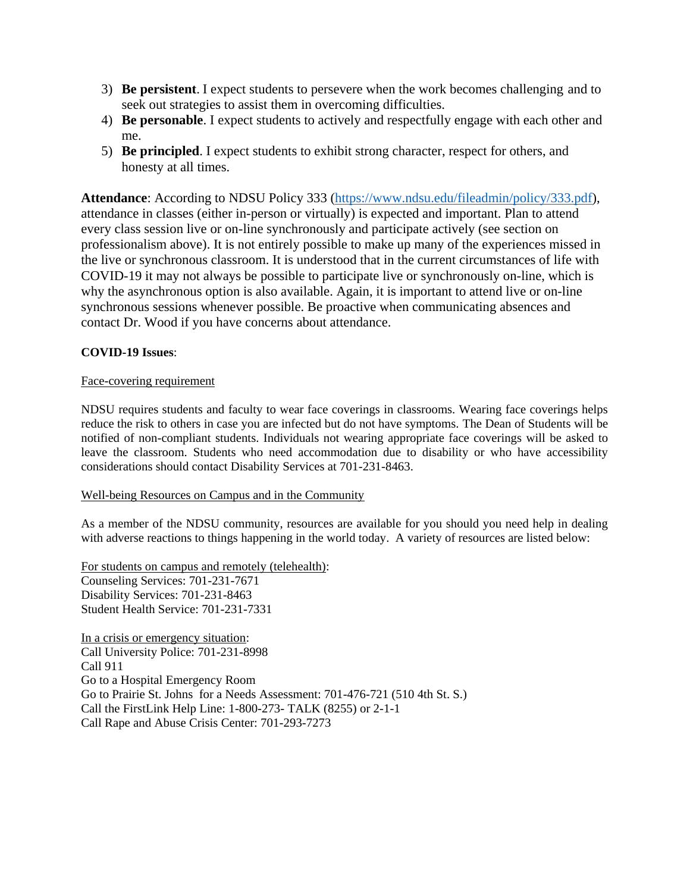3) **Be persistent**. I expect students to persevere when the work becomes challenging and to seek out strategies to assist them in overcoming difficulties.
4) **Be personable**. I expect students to actively and respectfully engage with each other and me.
5) **Be principled**. I expect students to exhibit strong character, respect for others, and honesty at all times.

**Attendance**: According to NDSU Policy 333 (https://www.ndsu.edu/fileadmin/policy/333.pdf), attendance in classes (either in-person or virtually) is expected and important. Plan to attend every class session live or on-line synchronously and participate actively (see section on professionalism above). It is not entirely possible to make up many of the experiences missed in the live or synchronous classroom. It is understood that in the current circumstances of life with COVID-19 it may not always be possible to participate live or synchronously on-line, which is why the asynchronous option is also available. Again, it is important to attend live or on-line synchronous sessions whenever possible. Be proactive when communicating absences and contact Dr. Wood if you have concerns about attendance.

**COVID-19 Issues**:

Face-covering requirement

NDSU requires students and faculty to wear face coverings in classrooms. Wearing face coverings helps reduce the risk to others in case you are infected but do not have symptoms. The Dean of Students will be notified of non-compliant students. Individuals not wearing appropriate face coverings will be asked to leave the classroom. Students who need accommodation due to disability or who have accessibility considerations should contact Disability Services at 701-231-8463.

Well-being Resources on Campus and in the Community

As a member of the NDSU community, resources are available for you should you need help in dealing with adverse reactions to things happening in the world today. A variety of resources are listed below:

For students on campus and remotely (telehealth):
Counseling Services: 701-231-7671
Disability Services: 701-231-8463
Student Health Service: 701-231-7331

In a crisis or emergency situation:
Call University Police: 701-231-8998
Call 911
Go to a Hospital Emergency Room
Go to Prairie St. Johns for a Needs Assessment: 701-476-721 (510 4th St. S.)
Call the FirstLink Help Line: 1-800-273- TALK (8255) or 2-1-1
Call Rape and Abuse Crisis Center: 701-293-7273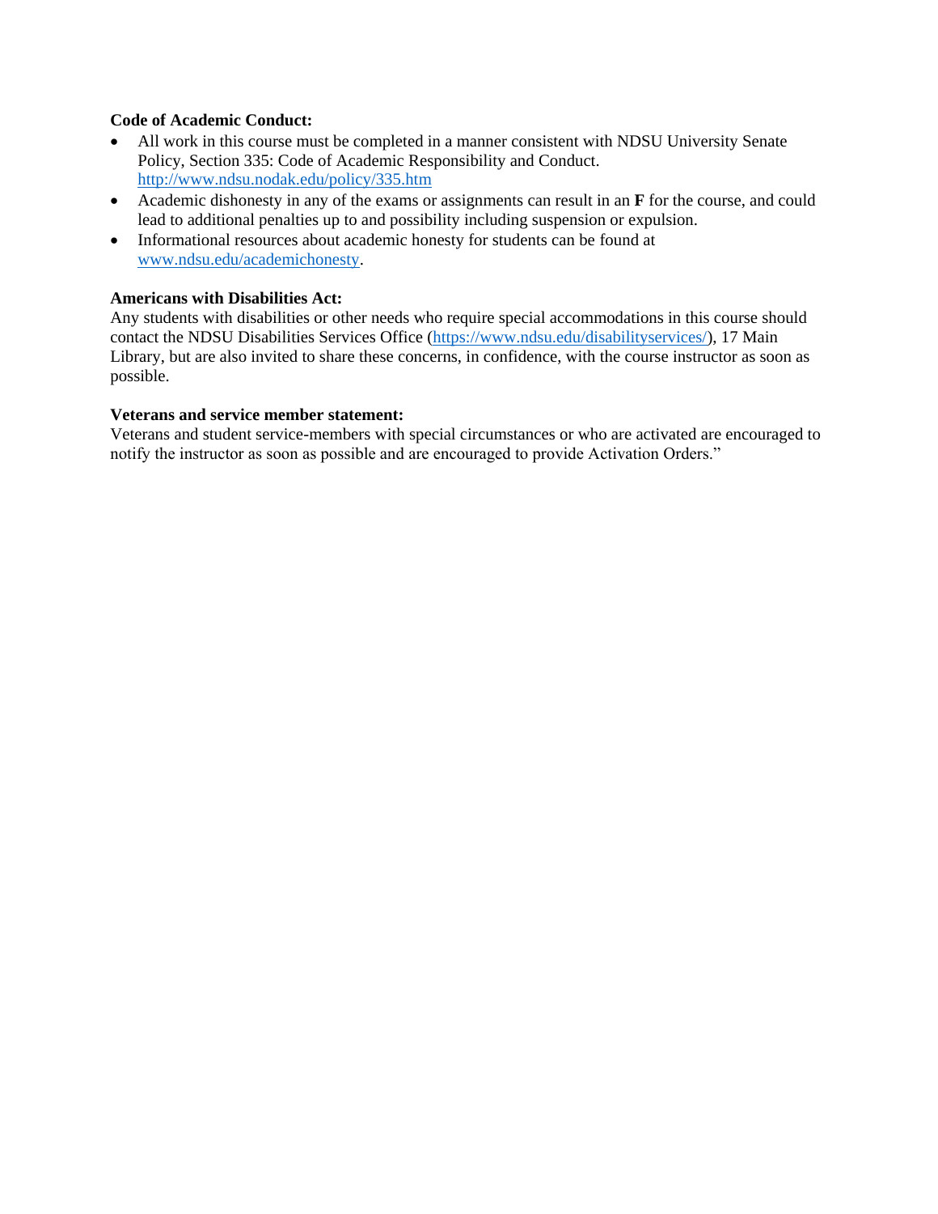**Code of Academic Conduct:**

- All work in this course must be completed in a manner consistent with NDSU University Senate Policy, Section 335: Code of Academic Responsibility and Conduct. http://www.ndsu.nodak.edu/policy/335.htm
- Academic dishonesty in any of the exams or assignments can result in an **F** for the course, and could lead to additional penalties up to and possibility including suspension or expulsion.
- Informational resources about academic honesty for students can be found at www.ndsu.edu/academichonesty.

**Americans with Disabilities Act:**

Any students with disabilities or other needs who require special accommodations in this course should contact the NDSU Disabilities Services Office (https://www.ndsu.edu/disabilityservices/), 17 Main Library, but are also invited to share these concerns, in confidence, with the course instructor as soon as possible.

**Veterans and service member statement:**

Veterans and student service-members with special circumstances or who are activated are encouraged to notify the instructor as soon as possible and are encouraged to provide Activation Orders."